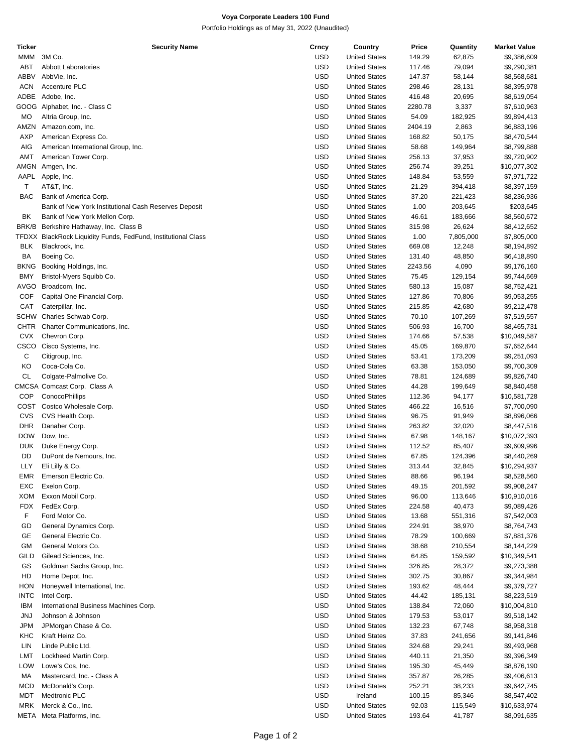**Voya Corporate Leaders 100 Fund**

Portfolio Holdings as of May 31, 2022 (Unaudited)

| Ticker | Security Name | Crncy | Country | Price | Quantity | Market Value |
|---|---|---|---|---|---|---|
| MMM | 3M Co. | USD | United States | 149.29 | 62,875 | $9,386,609 |
| ABT | Abbott Laboratories | USD | United States | 117.46 | 79,094 | $9,290,381 |
| ABBV | AbbVie, Inc. | USD | United States | 147.37 | 58,144 | $8,568,681 |
| ACN | Accenture PLC | USD | United States | 298.46 | 28,131 | $8,395,978 |
| ADBE | Adobe, Inc. | USD | United States | 416.48 | 20,695 | $8,619,054 |
| GOOG | Alphabet, Inc. - Class C | USD | United States | 2280.78 | 3,337 | $7,610,963 |
| MO | Altria Group, Inc. | USD | United States | 54.09 | 182,925 | $9,894,413 |
| AMZN | Amazon.com, Inc. | USD | United States | 2404.19 | 2,863 | $6,883,196 |
| AXP | American Express Co. | USD | United States | 168.82 | 50,175 | $8,470,544 |
| AIG | American International Group, Inc. | USD | United States | 58.68 | 149,964 | $8,799,888 |
| AMT | American Tower Corp. | USD | United States | 256.13 | 37,953 | $9,720,902 |
| AMGN | Amgen, Inc. | USD | United States | 256.74 | 39,251 | $10,077,302 |
| AAPL | Apple, Inc. | USD | United States | 148.84 | 53,559 | $7,971,722 |
| T | AT&T, Inc. | USD | United States | 21.29 | 394,418 | $8,397,159 |
| BAC | Bank of America Corp. | USD | United States | 37.20 | 221,423 | $8,236,936 |
| | Bank of New York Institutional Cash Reserves Deposit | USD | United States | 1.00 | 203,645 | $203,645 |
| BK | Bank of New York Mellon Corp. | USD | United States | 46.61 | 183,666 | $8,560,672 |
| BRK/B | Berkshire Hathaway, Inc. Class B | USD | United States | 315.98 | 26,624 | $8,412,652 |
| TFDXX | BlackRock Liquidity Funds, FedFund, Institutional Class | USD | United States | 1.00 | 7,805,000 | $7,805,000 |
| BLK | Blackrock, Inc. | USD | United States | 669.08 | 12,248 | $8,194,892 |
| BA | Boeing Co. | USD | United States | 131.40 | 48,850 | $6,418,890 |
| BKNG | Booking Holdings, Inc. | USD | United States | 2243.56 | 4,090 | $9,176,160 |
| BMY | Bristol-Myers Squibb Co. | USD | United States | 75.45 | 129,154 | $9,744,669 |
| AVGO | Broadcom, Inc. | USD | United States | 580.13 | 15,087 | $8,752,421 |
| COF | Capital One Financial Corp. | USD | United States | 127.86 | 70,806 | $9,053,255 |
| CAT | Caterpillar, Inc. | USD | United States | 215.85 | 42,680 | $9,212,478 |
| SCHW | Charles Schwab Corp. | USD | United States | 70.10 | 107,269 | $7,519,557 |
| CHTR | Charter Communications, Inc. | USD | United States | 506.93 | 16,700 | $8,465,731 |
| CVX | Chevron Corp. | USD | United States | 174.66 | 57,538 | $10,049,587 |
| CSCO | Cisco Systems, Inc. | USD | United States | 45.05 | 169,870 | $7,652,644 |
| C | Citigroup, Inc. | USD | United States | 53.41 | 173,209 | $9,251,093 |
| KO | Coca-Cola Co. | USD | United States | 63.38 | 153,050 | $9,700,309 |
| CL | Colgate-Palmolive Co. | USD | United States | 78.81 | 124,689 | $9,826,740 |
| CMCSA | Comcast Corp. Class A | USD | United States | 44.28 | 199,649 | $8,840,458 |
| COP | ConocoPhillips | USD | United States | 112.36 | 94,177 | $10,581,728 |
| COST | Costco Wholesale Corp. | USD | United States | 466.22 | 16,516 | $7,700,090 |
| CVS | CVS Health Corp. | USD | United States | 96.75 | 91,949 | $8,896,066 |
| DHR | Danaher Corp. | USD | United States | 263.82 | 32,020 | $8,447,516 |
| DOW | Dow, Inc. | USD | United States | 67.98 | 148,167 | $10,072,393 |
| DUK | Duke Energy Corp. | USD | United States | 112.52 | 85,407 | $9,609,996 |
| DD | DuPont de Nemours, Inc. | USD | United States | 67.85 | 124,396 | $8,440,269 |
| LLY | Eli Lilly & Co. | USD | United States | 313.44 | 32,845 | $10,294,937 |
| EMR | Emerson Electric Co. | USD | United States | 88.66 | 96,194 | $8,528,560 |
| EXC | Exelon Corp. | USD | United States | 49.15 | 201,592 | $9,908,247 |
| XOM | Exxon Mobil Corp. | USD | United States | 96.00 | 113,646 | $10,910,016 |
| FDX | FedEx Corp. | USD | United States | 224.58 | 40,473 | $9,089,426 |
| F | Ford Motor Co. | USD | United States | 13.68 | 551,316 | $7,542,003 |
| GD | General Dynamics Corp. | USD | United States | 224.91 | 38,970 | $8,764,743 |
| GE | General Electric Co. | USD | United States | 78.29 | 100,669 | $7,881,376 |
| GM | General Motors Co. | USD | United States | 38.68 | 210,554 | $8,144,229 |
| GILD | Gilead Sciences, Inc. | USD | United States | 64.85 | 159,592 | $10,349,541 |
| GS | Goldman Sachs Group, Inc. | USD | United States | 326.85 | 28,372 | $9,273,388 |
| HD | Home Depot, Inc. | USD | United States | 302.75 | 30,867 | $9,344,984 |
| HON | Honeywell International, Inc. | USD | United States | 193.62 | 48,444 | $9,379,727 |
| INTC | Intel Corp. | USD | United States | 44.42 | 185,131 | $8,223,519 |
| IBM | International Business Machines Corp. | USD | United States | 138.84 | 72,060 | $10,004,810 |
| JNJ | Johnson & Johnson | USD | United States | 179.53 | 53,017 | $9,518,142 |
| JPM | JPMorgan Chase & Co. | USD | United States | 132.23 | 67,748 | $8,958,318 |
| KHC | Kraft Heinz Co. | USD | United States | 37.83 | 241,656 | $9,141,846 |
| LIN | Linde Public Ltd. | USD | United States | 324.68 | 29,241 | $9,493,968 |
| LMT | Lockheed Martin Corp. | USD | United States | 440.11 | 21,350 | $9,396,349 |
| LOW | Lowe's Cos, Inc. | USD | United States | 195.30 | 45,449 | $8,876,190 |
| MA | Mastercard, Inc. - Class A | USD | United States | 357.87 | 26,285 | $9,406,613 |
| MCD | McDonald's Corp. | USD | United States | 252.21 | 38,233 | $9,642,745 |
| MDT | Medtronic PLC | USD | Ireland | 100.15 | 85,346 | $8,547,402 |
| MRK | Merck & Co., Inc. | USD | United States | 92.03 | 115,549 | $10,633,974 |
| META | Meta Platforms, Inc. | USD | United States | 193.64 | 41,787 | $8,091,635 |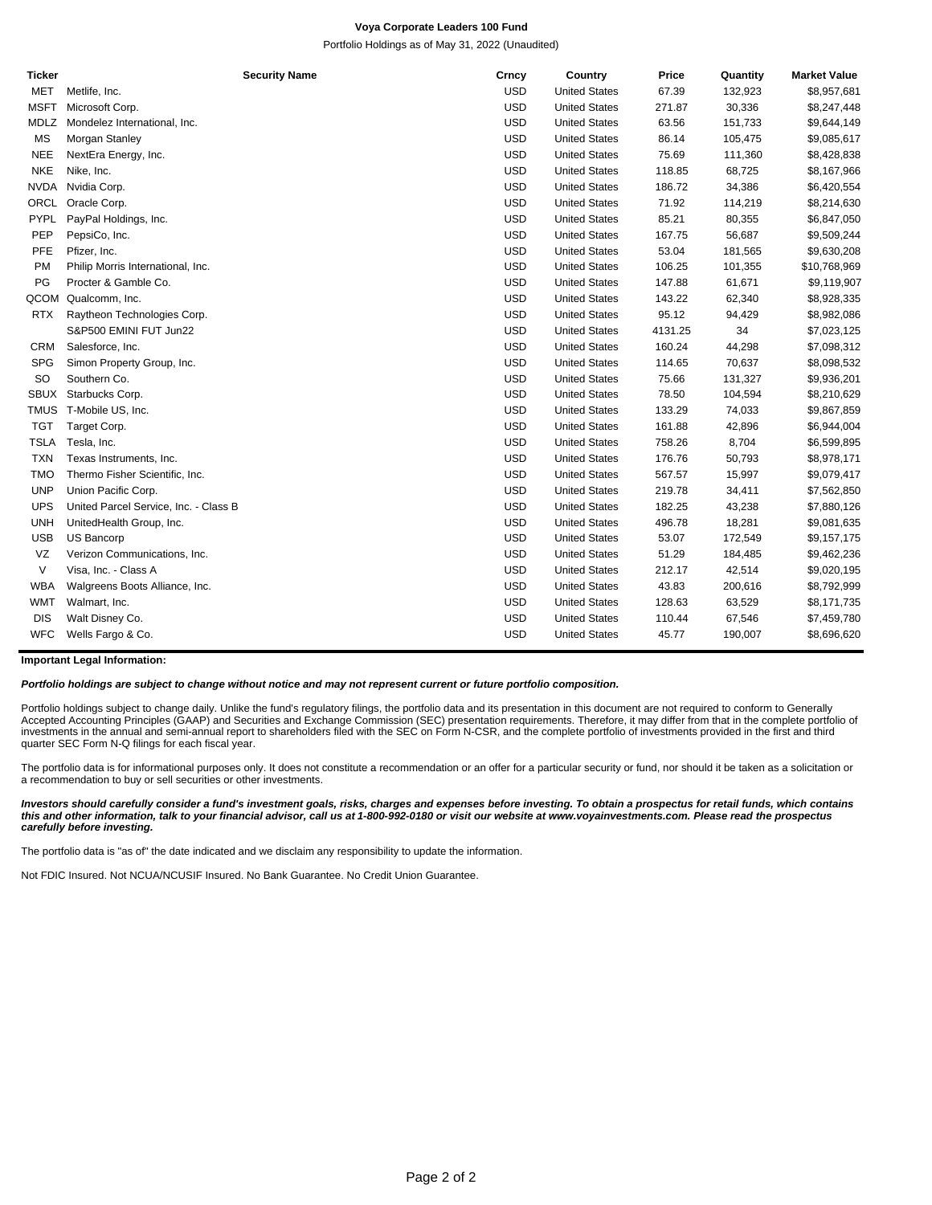**Voya Corporate Leaders 100 Fund**

Portfolio Holdings as of May 31, 2022 (Unaudited)

| Ticker | Security Name | Crncy | Country | Price | Quantity | Market Value |
|---|---|---|---|---|---|---|
| MET | Metlife, Inc. | USD | United States | 67.39 | 132,923 | $8,957,681 |
| MSFT | Microsoft Corp. | USD | United States | 271.87 | 30,336 | $8,247,448 |
| MDLZ | Mondelez International, Inc. | USD | United States | 63.56 | 151,733 | $9,644,149 |
| MS | Morgan Stanley | USD | United States | 86.14 | 105,475 | $9,085,617 |
| NEE | NextEra Energy, Inc. | USD | United States | 75.69 | 111,360 | $8,428,838 |
| NKE | Nike, Inc. | USD | United States | 118.85 | 68,725 | $8,167,966 |
| NVDA | Nvidia Corp. | USD | United States | 186.72 | 34,386 | $6,420,554 |
| ORCL | Oracle Corp. | USD | United States | 71.92 | 114,219 | $8,214,630 |
| PYPL | PayPal Holdings, Inc. | USD | United States | 85.21 | 80,355 | $6,847,050 |
| PEP | PepsiCo, Inc. | USD | United States | 167.75 | 56,687 | $9,509,244 |
| PFE | Pfizer, Inc. | USD | United States | 53.04 | 181,565 | $9,630,208 |
| PM | Philip Morris International, Inc. | USD | United States | 106.25 | 101,355 | $10,768,969 |
| PG | Procter & Gamble Co. | USD | United States | 147.88 | 61,671 | $9,119,907 |
| QCOM | Qualcomm, Inc. | USD | United States | 143.22 | 62,340 | $8,928,335 |
| RTX | Raytheon Technologies Corp. | USD | United States | 95.12 | 94,429 | $8,982,086 |
| | S&P500 EMINI FUT Jun22 | USD | United States | 4131.25 | 34 | $7,023,125 |
| CRM | Salesforce, Inc. | USD | United States | 160.24 | 44,298 | $7,098,312 |
| SPG | Simon Property Group, Inc. | USD | United States | 114.65 | 70,637 | $8,098,532 |
| SO | Southern Co. | USD | United States | 75.66 | 131,327 | $9,936,201 |
| SBUX | Starbucks Corp. | USD | United States | 78.50 | 104,594 | $8,210,629 |
| TMUS | T-Mobile US, Inc. | USD | United States | 133.29 | 74,033 | $9,867,859 |
| TGT | Target Corp. | USD | United States | 161.88 | 42,896 | $6,944,004 |
| TSLA | Tesla, Inc. | USD | United States | 758.26 | 8,704 | $6,599,895 |
| TXN | Texas Instruments, Inc. | USD | United States | 176.76 | 50,793 | $8,978,171 |
| TMO | Thermo Fisher Scientific, Inc. | USD | United States | 567.57 | 15,997 | $9,079,417 |
| UNP | Union Pacific Corp. | USD | United States | 219.78 | 34,411 | $7,562,850 |
| UPS | United Parcel Service, Inc. - Class B | USD | United States | 182.25 | 43,238 | $7,880,126 |
| UNH | UnitedHealth Group, Inc. | USD | United States | 496.78 | 18,281 | $9,081,635 |
| USB | US Bancorp | USD | United States | 53.07 | 172,549 | $9,157,175 |
| VZ | Verizon Communications, Inc. | USD | United States | 51.29 | 184,485 | $9,462,236 |
| V | Visa, Inc. - Class A | USD | United States | 212.17 | 42,514 | $9,020,195 |
| WBA | Walgreens Boots Alliance, Inc. | USD | United States | 43.83 | 200,616 | $8,792,999 |
| WMT | Walmart, Inc. | USD | United States | 128.63 | 63,529 | $8,171,735 |
| DIS | Walt Disney Co. | USD | United States | 110.44 | 67,546 | $7,459,780 |
| WFC | Wells Fargo & Co. | USD | United States | 45.77 | 190,007 | $8,696,620 |

**Important Legal Information:**

***Portfolio holdings are subject to change without notice and may not represent current or future portfolio composition.***

Portfolio holdings subject to change daily. Unlike the fund's regulatory filings, the portfolio data and its presentation in this document are not required to conform to Generally Accepted Accounting Principles (GAAP) and Securities and Exchange Commission (SEC) presentation requirements. Therefore, it may differ from that in the complete portfolio of investments in the annual and semi-annual report to shareholders filed with the SEC on Form N-CSR, and the complete portfolio of investments provided in the first and third quarter SEC Form N-Q filings for each fiscal year.

The portfolio data is for informational purposes only. It does not constitute a recommendation or an offer for a particular security or fund, nor should it be taken as a solicitation or a recommendation to buy or sell securities or other investments.

***Investors should carefully consider a fund's investment goals, risks, charges and expenses before investing. To obtain a prospectus for retail funds, which contains this and other information, talk to your financial advisor, call us at 1-800-992-0180 or visit our website at www.voyainvestments.com. Please read the prospectus carefully before investing.***

The portfolio data is "as of" the date indicated and we disclaim any responsibility to update the information.

Not FDIC Insured. Not NCUA/NCUSIF Insured. No Bank Guarantee. No Credit Union Guarantee.